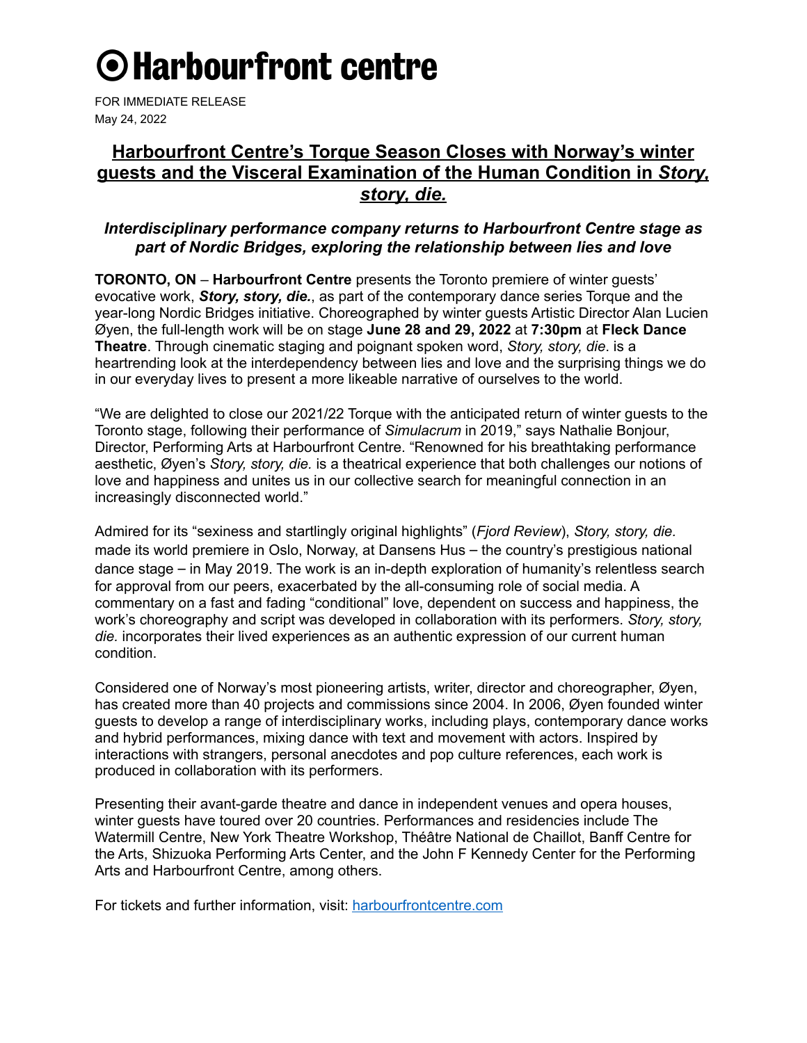# ⦿ Harbourfront centre

FOR IMMEDIATE RELEASE
May 24, 2022

## Harbourfront Centre's Torque Season Closes with Norway's winter guests and the Visceral Examination of the Human Condition in *Story, story, die.*

### *Interdisciplinary performance company returns to Harbourfront Centre stage as part of Nordic Bridges, exploring the relationship between lies and love*

**TORONTO, ON** – **Harbourfront Centre** presents the Toronto premiere of winter guests' evocative work, ***Story, story, die.***, as part of the contemporary dance series Torque and the year-long Nordic Bridges initiative. Choreographed by winter guests Artistic Director Alan Lucien Øyen, the full-length work will be on stage **June 28 and 29, 2022** at **7:30pm** at **Fleck Dance Theatre**. Through cinematic staging and poignant spoken word, *Story, story, die*. is a heartrending look at the interdependency between lies and love and the surprising things we do in our everyday lives to present a more likeable narrative of ourselves to the world.

"We are delighted to close our 2021/22 Torque with the anticipated return of winter guests to the Toronto stage, following their performance of *Simulacrum* in 2019," says Nathalie Bonjour, Director, Performing Arts at Harbourfront Centre. "Renowned for his breathtaking performance aesthetic, Øyen's *Story, story, die.* is a theatrical experience that both challenges our notions of love and happiness and unites us in our collective search for meaningful connection in an increasingly disconnected world."

Admired for its "sexiness and startlingly original highlights" (*Fjord Review*), *Story, story, die.* made its world premiere in Oslo, Norway, at Dansens Hus – the country's prestigious national dance stage – in May 2019. The work is an in-depth exploration of humanity's relentless search for approval from our peers, exacerbated by the all-consuming role of social media. A commentary on a fast and fading "conditional" love, dependent on success and happiness, the work's choreography and script was developed in collaboration with its performers. *Story, story, die.* incorporates their lived experiences as an authentic expression of our current human condition.

Considered one of Norway's most pioneering artists, writer, director and choreographer, Øyen, has created more than 40 projects and commissions since 2004. In 2006, Øyen founded winter guests to develop a range of interdisciplinary works, including plays, contemporary dance works and hybrid performances, mixing dance with text and movement with actors. Inspired by interactions with strangers, personal anecdotes and pop culture references, each work is produced in collaboration with its performers.

Presenting their avant-garde theatre and dance in independent venues and opera houses, winter guests have toured over 20 countries. Performances and residencies include The Watermill Centre, New York Theatre Workshop, Théâtre National de Chaillot, Banff Centre for the Arts, Shizuoka Performing Arts Center, and the John F Kennedy Center for the Performing Arts and Harbourfront Centre, among others.

For tickets and further information, visit: [harbourfrontcentre.com](harbourfrontcentre.com)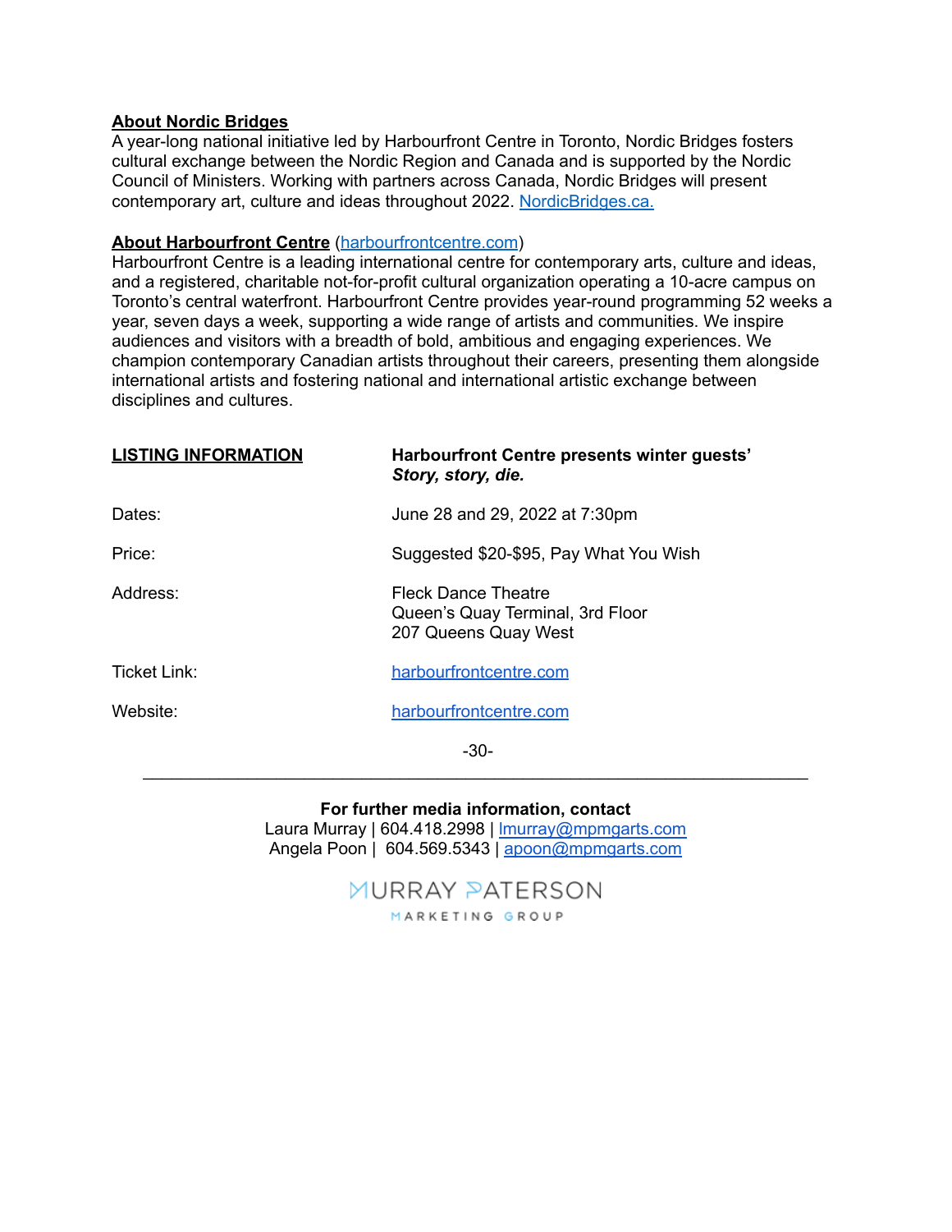**About Nordic Bridges**

A year-long national initiative led by Harbourfront Centre in Toronto, Nordic Bridges fosters cultural exchange between the Nordic Region and Canada and is supported by the Nordic Council of Ministers. Working with partners across Canada, Nordic Bridges will present contemporary art, culture and ideas throughout 2022. NordicBridges.ca.

**About Harbourfront Centre** (harbourfrontcentre.com)

Harbourfront Centre is a leading international centre for contemporary arts, culture and ideas, and a registered, charitable not-for-profit cultural organization operating a 10-acre campus on Toronto's central waterfront. Harbourfront Centre provides year-round programming 52 weeks a year, seven days a week, supporting a wide range of artists and communities. We inspire audiences and visitors with a breadth of bold, ambitious and engaging experiences. We champion contemporary Canadian artists throughout their careers, presenting them alongside international artists and fostering national and international artistic exchange between disciplines and cultures.

| **LISTING INFORMATION** | **Harbourfront Centre presents winter guests' *Story, story, die.*** |
|---|---|
| Dates: | June 28 and 29, 2022 at 7:30pm |
| Price: | Suggested $20-$95, Pay What You Wish |
| Address: | Fleck Dance Theatre<br>Queen's Quay Terminal, 3rd Floor<br>207 Queens Quay West |
| Ticket Link: | harbourfrontcentre.com |
| Website: | harbourfrontcentre.com |

-30-

---

**For further media information, contact**

Laura Murray | 604.418.2998 | lmurray@mpmgarts.com

Angela Poon | 604.569.5343 | apoon@mpmgarts.com

MURRAY PATERSON
MARKETING GROUP